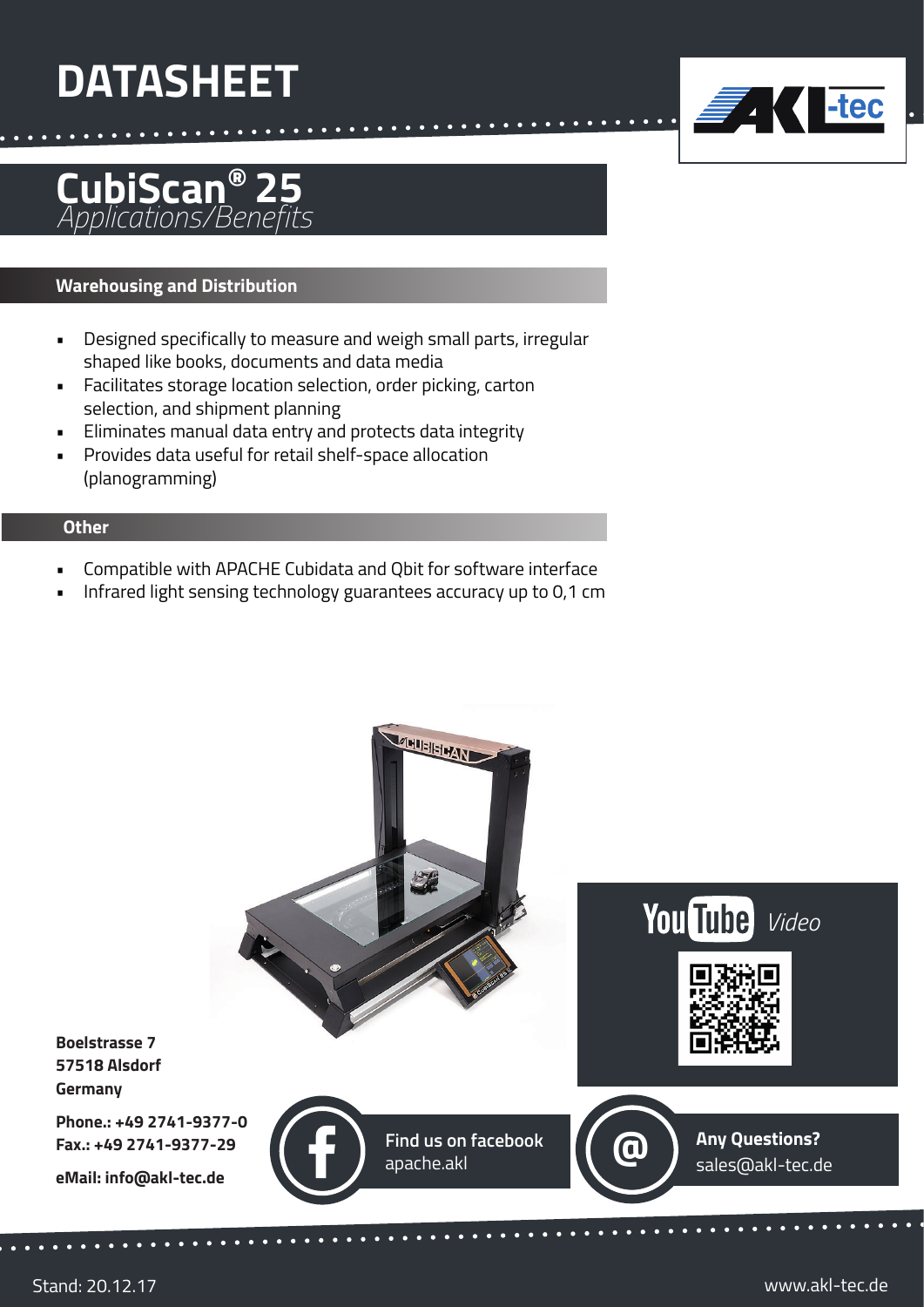# DATASHEET

## CubiScan® 25
*Applications/Benefits*

### Warehousing and Distribution

- Designed specifically to measure and weigh small parts, irregular shaped like books, documents and data media
- Facilitates storage location selection, order picking, carton selection, and shipment planning
- Eliminates manual data entry and protects data integrity
- Provides data useful for retail shelf-space allocation (planogramming)

### Other

- Compatible with APACHE Cubidata and Qbit for software interface
- Infrared light sensing technology guarantees accuracy up to 0,1 cm

YouTube *Video*

**Boelstrasse 7**
**57518 Alsdorf**
**Germany**

**Phone.: +49 2741-9377-0**
**Fax.: +49 2741-9377-29**

**eMail: info@akl-tec.de**

**Find us on facebook**
apache.akl

**Any Questions?**
sales@akl-tec.de

Stand: 20.12.17

www.akl-tec.de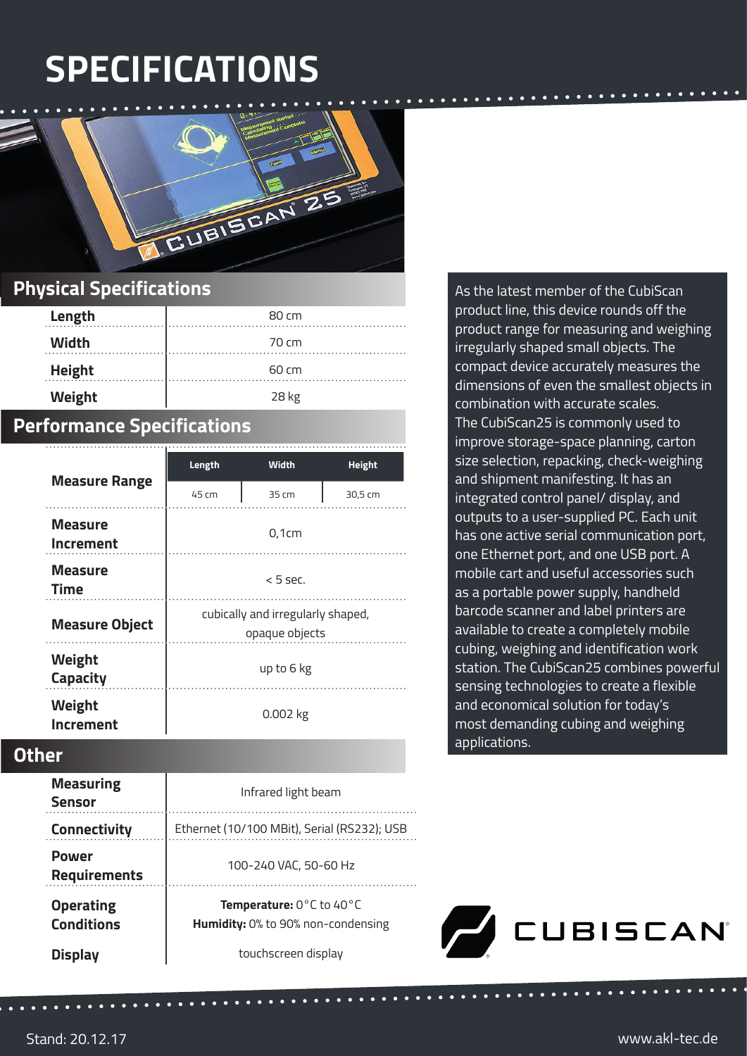# SPECIFICATIONS

## Physical Specifications

| | |
|---|---|
| **Length** | 80 cm |
| **Width** | 70 cm |
| **Height** | 60 cm |
| **Weight** | 28 kg |

## Performance Specifications

| | | | |
|---|---|---|---|
| **Measure Range** | **Length** | **Width** | **Height** |
| | 45 cm | 35 cm | 30,5 cm |
| **Measure Increment** | 0,1cm | | |
| **Measure Time** | < 5 sec. | | |
| **Measure Object** | cubically and irregularly shaped, opaque objects | | |
| **Weight Capacity** | up to 6 kg | | |
| **Weight Increment** | 0.002 kg | | |

## Other

| | |
|---|---|
| **Measuring Sensor** | Infrared light beam |
| **Connectivity** | Ethernet (10/100 MBit), Serial (RS232); USB |
| **Power Requirements** | 100-240 VAC, 50-60 Hz |
| **Operating Conditions** | **Temperature:** 0°C to 40°C<br>**Humidity:** 0% to 90% non-condensing |
| **Display** | touchscreen display |

As the latest member of the CubiScan product line, this device rounds off the product range for measuring and weighing irregularly shaped small objects. The compact device accurately measures the dimensions of even the smallest objects in combination with accurate scales. The CubiScan25 is commonly used to improve storage-space planning, carton size selection, repacking, check-weighing and shipment manifesting. It has an integrated control panel/ display, and outputs to a user-supplied PC. Each unit has one active serial communication port, one Ethernet port, and one USB port. A mobile cart and useful accessories such as a portable power supply, handheld barcode scanner and label printers are available to create a completely mobile cubing, weighing and identification work station. The CubiScan25 combines powerful sensing technologies to create a flexible and economical solution for today's most demanding cubing and weighing applications.

CUBISCAN®

Stand: 20.12.17

www.akl-tec.de